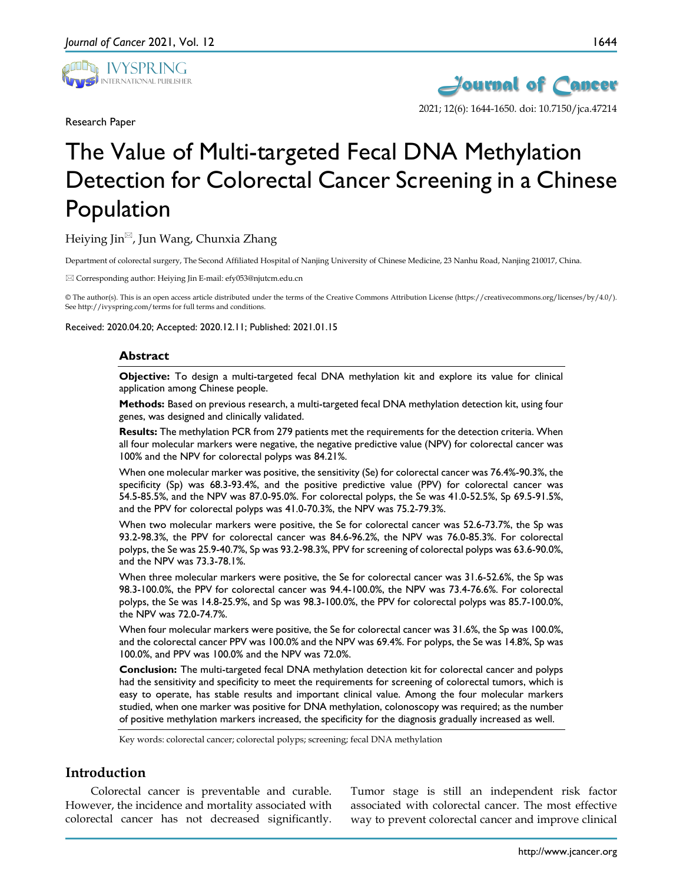Research Paper

# The Value of Multi-targeted Fecal DNA Methylation Detection for Colorectal Cancer Screening in a Chinese Population

Heiying Jin✉, Jun Wang, Chunxia Zhang

Department of colorectal surgery, The Second Affiliated Hospital of Nanjing University of Chinese Medicine, 23 Nanhu Road, Nanjing 210017, China.

✉ Corresponding author: Heiying Jin E-mail: efy053@njutcm.edu.cn

© The author(s). This is an open access article distributed under the terms of the Creative Commons Attribution License (https://creativecommons.org/licenses/by/4.0/). See http://ivyspring.com/terms for full terms and conditions.

Received: 2020.04.20; Accepted: 2020.12.11; Published: 2021.01.15

## Abstract

**Objective:** To design a multi-targeted fecal DNA methylation kit and explore its value for clinical application among Chinese people.

**Methods:** Based on previous research, a multi-targeted fecal DNA methylation detection kit, using four genes, was designed and clinically validated.

**Results:** The methylation PCR from 279 patients met the requirements for the detection criteria. When all four molecular markers were negative, the negative predictive value (NPV) for colorectal cancer was 100% and the NPV for colorectal polyps was 84.21%.

When one molecular marker was positive, the sensitivity (Se) for colorectal cancer was 76.4%-90.3%, the specificity (Sp) was 68.3-93.4%, and the positive predictive value (PPV) for colorectal cancer was 54.5-85.5%, and the NPV was 87.0-95.0%. For colorectal polyps, the Se was 41.0-52.5%, Sp 69.5-91.5%, and the PPV for colorectal polyps was 41.0-70.3%, the NPV was 75.2-79.3%.

When two molecular markers were positive, the Se for colorectal cancer was 52.6-73.7%, the Sp was 93.2-98.3%, the PPV for colorectal cancer was 84.6-96.2%, the NPV was 76.0-85.3%. For colorectal polyps, the Se was 25.9-40.7%, Sp was 93.2-98.3%, PPV for screening of colorectal polyps was 63.6-90.0%, and the NPV was 73.3-78.1%.

When three molecular markers were positive, the Se for colorectal cancer was 31.6-52.6%, the Sp was 98.3-100.0%, the PPV for colorectal cancer was 94.4-100.0%, the NPV was 73.4-76.6%. For colorectal polyps, the Se was 14.8-25.9%, and Sp was 98.3-100.0%, the PPV for colorectal polyps was 85.7-100.0%, the NPV was 72.0-74.7%.

When four molecular markers were positive, the Se for colorectal cancer was 31.6%, the Sp was 100.0%, and the colorectal cancer PPV was 100.0% and the NPV was 69.4%. For polyps, the Se was 14.8%, Sp was 100.0%, and PPV was 100.0% and the NPV was 72.0%.

**Conclusion:** The multi-targeted fecal DNA methylation detection kit for colorectal cancer and polyps had the sensitivity and specificity to meet the requirements for screening of colorectal tumors, which is easy to operate, has stable results and important clinical value. Among the four molecular markers studied, when one marker was positive for DNA methylation, colonoscopy was required; as the number of positive methylation markers increased, the specificity for the diagnosis gradually increased as well.

Key words: colorectal cancer; colorectal polyps; screening; fecal DNA methylation

## Introduction

Colorectal cancer is preventable and curable. However, the incidence and mortality associated with colorectal cancer has not decreased significantly. Tumor stage is still an independent risk factor associated with colorectal cancer. The most effective way to prevent colorectal cancer and improve clinical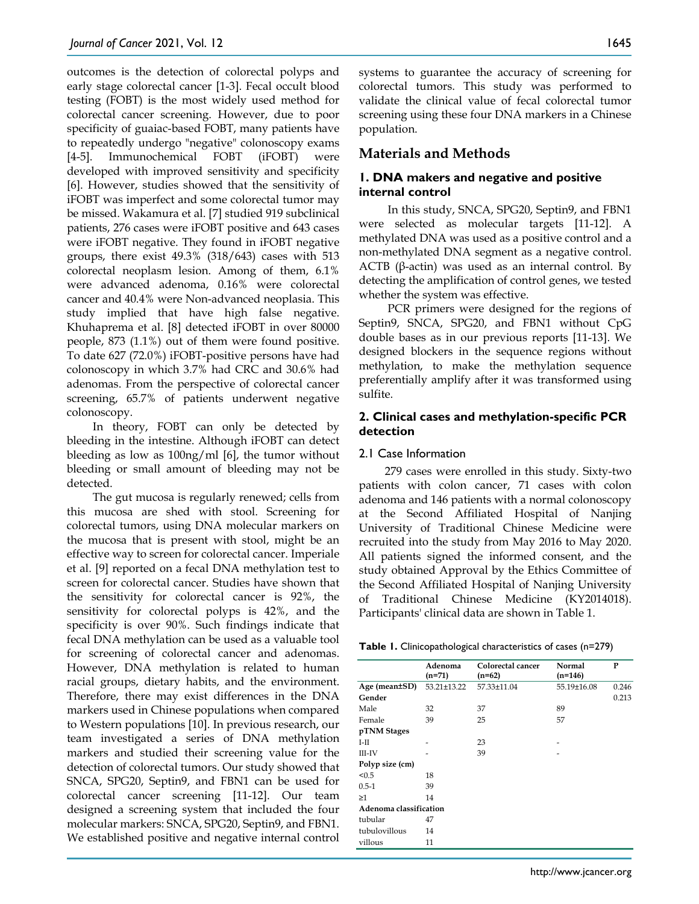outcomes is the detection of colorectal polyps and early stage colorectal cancer [1-3]. Fecal occult blood testing (FOBT) is the most widely used method for colorectal cancer screening. However, due to poor specificity of guaiac-based FOBT, many patients have to repeatedly undergo "negative" colonoscopy exams [4-5]. Immunochemical FOBT (iFOBT) were developed with improved sensitivity and specificity [6]. However, studies showed that the sensitivity of iFOBT was imperfect and some colorectal tumor may be missed. Wakamura et al. [7] studied 919 subclinical patients, 276 cases were iFOBT positive and 643 cases were iFOBT negative. They found in iFOBT negative groups, there exist 49.3% (318/643) cases with 513 colorectal neoplasm lesion. Among of them, 6.1% were advanced adenoma, 0.16% were colorectal cancer and 40.4% were Non-advanced neoplasia. This study implied that have high false negative. Khuhaprema et al. [8] detected iFOBT in over 80000 people, 873 (1.1%) out of them were found positive. To date 627 (72.0%) iFOBT-positive persons have had colonoscopy in which 3.7% had CRC and 30.6% had adenomas. From the perspective of colorectal cancer screening, 65.7% of patients underwent negative colonoscopy.

In theory, FOBT can only be detected by bleeding in the intestine. Although iFOBT can detect bleeding as low as 100ng/ml [6], the tumor without bleeding or small amount of bleeding may not be detected.

The gut mucosa is regularly renewed; cells from this mucosa are shed with stool. Screening for colorectal tumors, using DNA molecular markers on the mucosa that is present with stool, might be an effective way to screen for colorectal cancer. Imperiale et al. [9] reported on a fecal DNA methylation test to screen for colorectal cancer. Studies have shown that the sensitivity for colorectal cancer is 92%, the sensitivity for colorectal polyps is 42%, and the specificity is over 90%. Such findings indicate that fecal DNA methylation can be used as a valuable tool for screening of colorectal cancer and adenomas. However, DNA methylation is related to human racial groups, dietary habits, and the environment. Therefore, there may exist differences in the DNA markers used in Chinese populations when compared to Western populations [10]. In previous research, our team investigated a series of DNA methylation markers and studied their screening value for the detection of colorectal tumors. Our study showed that SNCA, SPG20, Septin9, and FBN1 can be used for colorectal cancer screening [11-12]. Our team designed a screening system that included the four molecular markers: SNCA, SPG20, Septin9, and FBN1. We established positive and negative internal control systems to guarantee the accuracy of screening for colorectal tumors. This study was performed to validate the clinical value of fecal colorectal tumor screening using these four DNA markers in a Chinese population.

## Materials and Methods

### 1. DNA makers and negative and positive internal control

In this study, SNCA, SPG20, Septin9, and FBN1 were selected as molecular targets [11-12]. A methylated DNA was used as a positive control and a non-methylated DNA segment as a negative control. ACTB (β-actin) was used as an internal control. By detecting the amplification of control genes, we tested whether the system was effective.

PCR primers were designed for the regions of Septin9, SNCA, SPG20, and FBN1 without CpG double bases as in our previous reports [11-13]. We designed blockers in the sequence regions without methylation, to make the methylation sequence preferentially amplify after it was transformed using sulfite.

### 2. Clinical cases and methylation-specific PCR detection

#### 2.1 Case Information

279 cases were enrolled in this study. Sixty-two patients with colon cancer, 71 cases with colon adenoma and 146 patients with a normal colonoscopy at the Second Affiliated Hospital of Nanjing University of Traditional Chinese Medicine were recruited into the study from May 2016 to May 2020. All patients signed the informed consent, and the study obtained Approval by the Ethics Committee of the Second Affiliated Hospital of Nanjing University of Traditional Chinese Medicine (KY2014018). Participants' clinical data are shown in Table 1.

**Table 1.** Clinicopathological characteristics of cases (n=279)

| | Adenoma (n=71) | Colorectal cancer (n=62) | Normal (n=146) | P |
|---|---|---|---|---|
| **Age (mean±SD)** | 53.21±13.22 | 57.33±11.04 | 55.19±16.08 | 0.246 |
| **Gender** | | | | 0.213 |
| Male | 32 | 37 | 89 | |
| Female | 39 | 25 | 57 | |
| **pTNM Stages** | | | | |
| I-II | - | 23 | - | |
| III-IV | - | 39 | - | |
| **Polyp size (cm)** | | | | |
| <0.5 | 18 | | | |
| 0.5-1 | 39 | | | |
| ≥1 | 14 | | | |
| **Adenoma classification** | | | | |
| tubular | 47 | | | |
| tubulovillous | 14 | | | |
| villous | 11 | | | |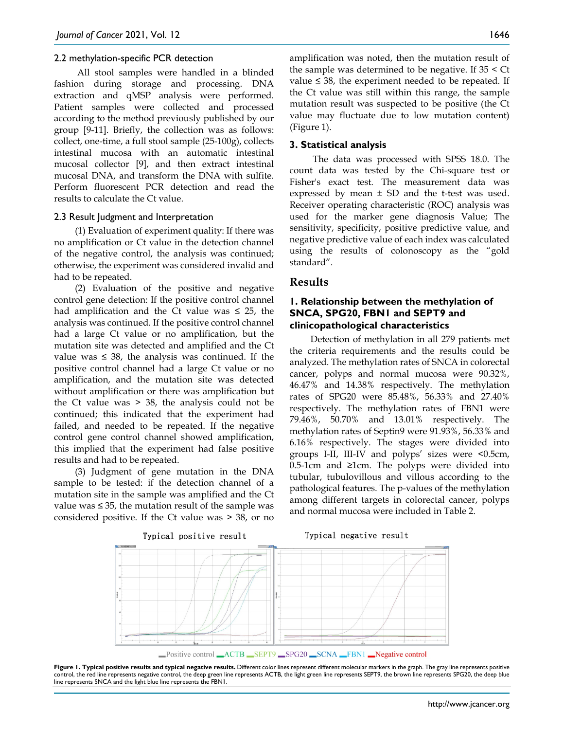### 2.2 methylation-specific PCR detection

All stool samples were handled in a blinded fashion during storage and processing. DNA extraction and qMSP analysis were performed. Patient samples were collected and processed according to the method previously published by our group [9-11]. Briefly, the collection was as follows: collect, one-time, a full stool sample (25-100g), collects intestinal mucosa with an automatic intestinal mucosal collector [9], and then extract intestinal mucosal DNA, and transform the DNA with sulfite. Perform fluorescent PCR detection and read the results to calculate the Ct value.

### 2.3 Result Judgment and Interpretation

(1) Evaluation of experiment quality: If there was no amplification or Ct value in the detection channel of the negative control, the analysis was continued; otherwise, the experiment was considered invalid and had to be repeated.

(2) Evaluation of the positive and negative control gene detection: If the positive control channel had amplification and the Ct value was ≤ 25, the analysis was continued. If the positive control channel had a large Ct value or no amplification, but the mutation site was detected and amplified and the Ct value was ≤ 38, the analysis was continued. If the positive control channel had a large Ct value or no amplification, and the mutation site was detected without amplification or there was amplification but the Ct value was > 38, the analysis could not be continued; this indicated that the experiment had failed, and needed to be repeated. If the negative control gene control channel showed amplification, this implied that the experiment had false positive results and had to be repeated.

(3) Judgment of gene mutation in the DNA sample to be tested: if the detection channel of a mutation site in the sample was amplified and the Ct value was ≤ 35, the mutation result of the sample was considered positive. If the Ct value was > 38, or no amplification was noted, then the mutation result of the sample was determined to be negative. If 35 < Ct value ≤ 38, the experiment needed to be repeated. If the Ct value was still within this range, the sample mutation result was suspected to be positive (the Ct value may fluctuate due to low mutation content) (Figure 1).

## 3. Statistical analysis

The data was processed with SPSS 18.0. The count data was tested by the Chi-square test or Fisher's exact test. The measurement data was expressed by mean ± SD and the t-test was used. Receiver operating characteristic (ROC) analysis was used for the marker gene diagnosis Value; The sensitivity, specificity, positive predictive value, and negative predictive value of each index was calculated using the results of colonoscopy as the "gold standard".

# Results

## 1. Relationship between the methylation of SNCA, SPG20, FBN1 and SEPT9 and clinicopathological characteristics

Detection of methylation in all 279 patients met the criteria requirements and the results could be analyzed. The methylation rates of SNCA in colorectal cancer, polyps and normal mucosa were 90.32%, 46.47% and 14.38% respectively. The methylation rates of SPG20 were 85.48%, 56.33% and 27.40% respectively. The methylation rates of FBN1 were 79.46%, 50.70% and 13.01% respectively. The methylation rates of Septin9 were 91.93%, 56.33% and 6.16% respectively. The stages were divided into groups I-II, III-IV and polyps' sizes were <0.5cm, 0.5-1cm and ≥1cm. The polyps were divided into tubular, tubulovillous and villous according to the pathological features. The p-values of the methylation among different targets in colorectal cancer, polyps and normal mucosa were included in Table 2.

Typical positive result — Typical negative result

Positive control, ACTB, SEPT9, SPG20, SCNA, FBN1, Negative control

**Figure 1. Typical positive results and typical negative results.** Different color lines represent different molecular markers in the graph. The gray line represents positive control, the red line represents negative control, the deep green line represents ACTB, the light green line represents SEPT9, the brown line represents SPG20, the deep blue line represents SNCA and the light blue line represents the FBN1.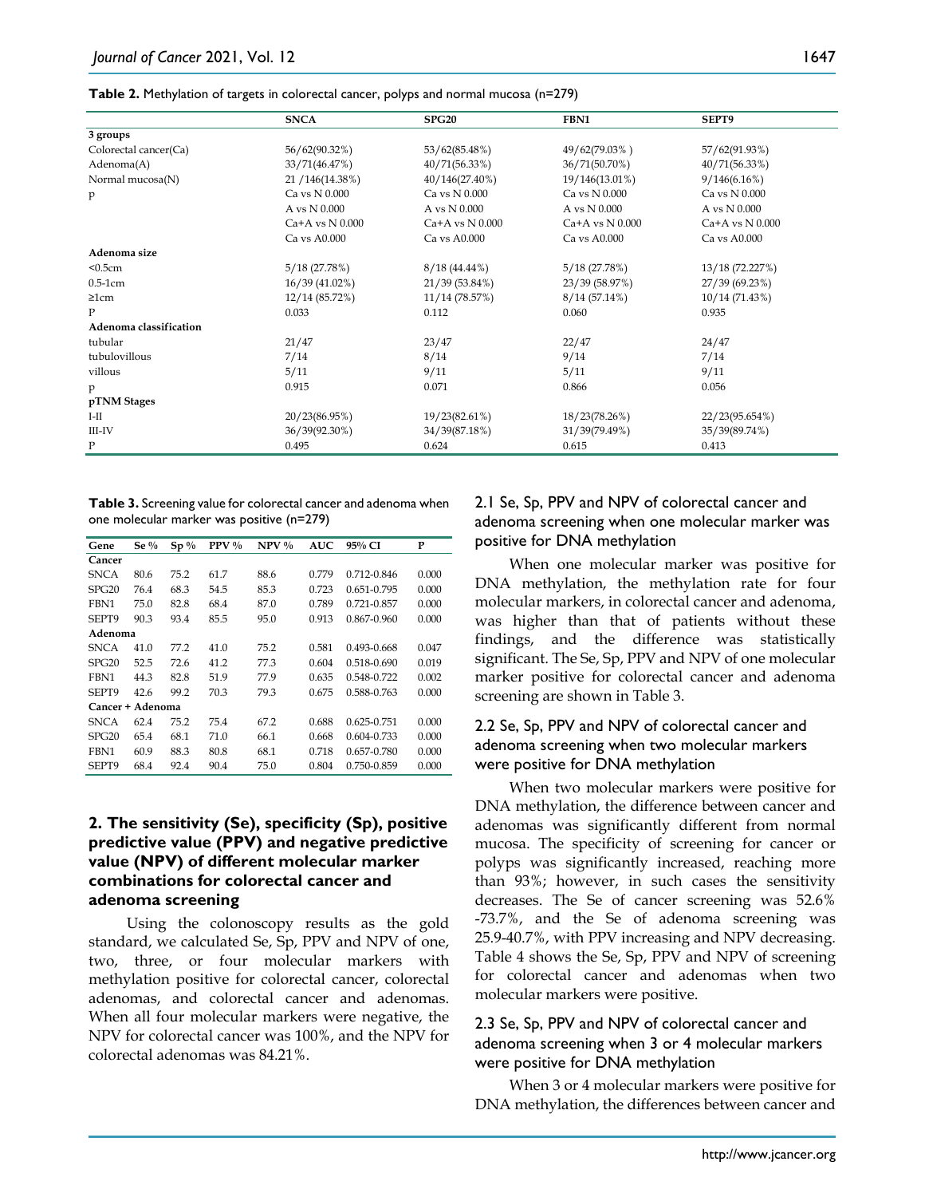**Table 2.** Methylation of targets in colorectal cancer, polyps and normal mucosa (n=279)

| | SNCA | SPG20 | FBN1 | SEPT9 |
|---|---|---|---|---|
| **3 groups** | | | | |
| Colorectal cancer(Ca) | 56/62(90.32%) | 53/62(85.48%) | 49/62(79.03% ) | 57/62(91.93%) |
| Adenoma(A) | 33/71(46.47%) | 40/71(56.33%) | 36/71(50.70%) | 40/71(56.33%) |
| Normal mucosa(N) | 21 /146(14.38%) | 40/146(27.40%) | 19/146(13.01%) | 9/146(6.16%) |
| P | Ca vs N 0.000 | Ca vs N 0.000 | Ca vs N 0.000 | Ca vs N 0.000 |
| | A vs N 0.000 | A vs N 0.000 | A vs N 0.000 | A vs N 0.000 |
| | Ca+A vs N 0.000 | Ca+A vs N 0.000 | Ca+A vs N 0.000 | Ca+A vs N 0.000 |
| | Ca vs A0.000 | Ca vs A0.000 | Ca vs A0.000 | Ca vs A0.000 |
| **Adenoma size** | | | | |
| <0.5cm | 5/18 (27.78%) | 8/18 (44.44%) | 5/18 (27.78%) | 13/18 (72.227%) |
| 0.5-1cm | 16/39 (41.02%) | 21/39 (53.84%) | 23/39 (58.97%) | 27/39 (69.23%) |
| ≥1cm | 12/14 (85.72%) | 11/14 (78.57%) | 8/14 (57.14%) | 10/14 (71.43%) |
| P | 0.033 | 0.112 | 0.060 | 0.935 |
| **Adenoma classification** | | | | |
| tubular | 21/47 | 23/47 | 22/47 | 24/47 |
| tubulovillous | 7/14 | 8/14 | 9/14 | 7/14 |
| villous | 5/11 | 9/11 | 5/11 | 9/11 |
| p | 0.915 | 0.071 | 0.866 | 0.056 |
| **pTNM Stages** | | | | |
| I-II | 20/23(86.95%) | 19/23(82.61%) | 18/23(78.26%) | 22/23(95.654%) |
| III-IV | 36/39(92.30%) | 34/39(87.18%) | 31/39(79.49%) | 35/39(89.74%) |
| P | 0.495 | 0.624 | 0.615 | 0.413 |

**Table 3.** Screening value for colorectal cancer and adenoma when one molecular marker was positive (n=279)

| Gene | Se % | Sp % | PPV % | NPV % | AUC | 95% CI | P |
|---|---|---|---|---|---|---|---|
| **Cancer** | | | | | | | |
| SNCA | 80.6 | 75.2 | 61.7 | 88.6 | 0.779 | 0.712-0.846 | 0.000 |
| SPG20 | 76.4 | 68.3 | 54.5 | 85.3 | 0.723 | 0.651-0.795 | 0.000 |
| FBN1 | 75.0 | 82.8 | 68.4 | 87.0 | 0.789 | 0.721-0.857 | 0.000 |
| SEPT9 | 90.3 | 93.4 | 85.5 | 95.0 | 0.913 | 0.867-0.960 | 0.000 |
| **Adenoma** | | | | | | | |
| SNCA | 41.0 | 77.2 | 41.0 | 75.2 | 0.581 | 0.493-0.668 | 0.047 |
| SPG20 | 52.5 | 72.6 | 41.2 | 77.3 | 0.604 | 0.518-0.690 | 0.019 |
| FBN1 | 44.3 | 82.8 | 51.9 | 77.9 | 0.635 | 0.548-0.722 | 0.002 |
| SEPT9 | 42.6 | 99.2 | 70.3 | 79.3 | 0.675 | 0.588-0.763 | 0.000 |
| **Cancer + Adenoma** | | | | | | | |
| SNCA | 62.4 | 75.2 | 75.4 | 67.2 | 0.688 | 0.625-0.751 | 0.000 |
| SPG20 | 65.4 | 68.1 | 71.0 | 66.1 | 0.668 | 0.604-0.733 | 0.000 |
| FBN1 | 60.9 | 88.3 | 80.8 | 68.1 | 0.718 | 0.657-0.780 | 0.000 |
| SEPT9 | 68.4 | 92.4 | 90.4 | 75.0 | 0.804 | 0.750-0.859 | 0.000 |

### 2. The sensitivity (Se), specificity (Sp), positive predictive value (PPV) and negative predictive value (NPV) of different molecular marker combinations for colorectal cancer and adenoma screening

Using the colonoscopy results as the gold standard, we calculated Se, Sp, PPV and NPV of one, two, three, or four molecular markers with methylation positive for colorectal cancer, colorectal adenomas, and colorectal cancer and adenomas. When all four molecular markers were negative, the NPV for colorectal cancer was 100%, and the NPV for colorectal adenomas was 84.21%.

#### 2.1 Se, Sp, PPV and NPV of colorectal cancer and adenoma screening when one molecular marker was positive for DNA methylation

When one molecular marker was positive for DNA methylation, the methylation rate for four molecular markers, in colorectal cancer and adenoma, was higher than that of patients without these findings, and the difference was statistically significant. The Se, Sp, PPV and NPV of one molecular marker positive for colorectal cancer and adenoma screening are shown in Table 3.

#### 2.2 Se, Sp, PPV and NPV of colorectal cancer and adenoma screening when two molecular markers were positive for DNA methylation

When two molecular markers were positive for DNA methylation, the difference between cancer and adenomas was significantly different from normal mucosa. The specificity of screening for cancer or polyps was significantly increased, reaching more than 93%; however, in such cases the sensitivity decreases. The Se of cancer screening was 52.6% -73.7%, and the Se of adenoma screening was 25.9-40.7%, with PPV increasing and NPV decreasing. Table 4 shows the Se, Sp, PPV and NPV of screening for colorectal cancer and adenomas when two molecular markers were positive.

#### 2.3 Se, Sp, PPV and NPV of colorectal cancer and adenoma screening when 3 or 4 molecular markers were positive for DNA methylation

When 3 or 4 molecular markers were positive for DNA methylation, the differences between cancer and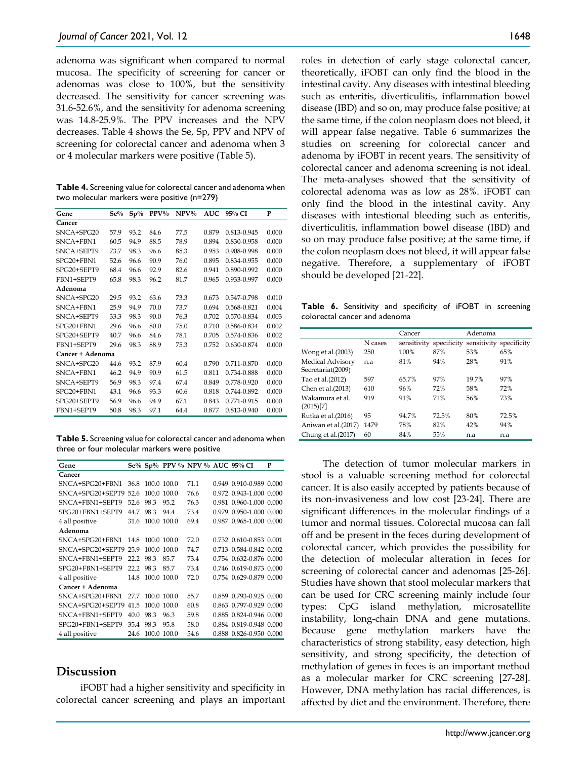adenoma was significant when compared to normal mucosa. The specificity of screening for cancer or adenomas was close to 100%, but the sensitivity decreased. The sensitivity for cancer screening was 31.6-52.6%, and the sensitivity for adenoma screening was 14.8-25.9%. The PPV increases and the NPV decreases. Table 4 shows the Se, Sp, PPV and NPV of screening for colorectal cancer and adenoma when 3 or 4 molecular markers were positive (Table 5).

**Table 4.** Screening value for colorectal cancer and adenoma when two molecular markers were positive (n=279)

| Gene | Se% | Sp% | PPV% | NPV% | AUC | 95% CI | P |
|---|---|---|---|---|---|---|---|
| **Cancer** | | | | | | | |
| SNCA+SPG20 | 57.9 | 93.2 | 84.6 | 77.5 | 0.879 | 0.813-0.945 | 0.000 |
| SNCA+FBN1 | 60.5 | 94.9 | 88.5 | 78.9 | 0.894 | 0.830-0.958 | 0.000 |
| SNCA+SEPT9 | 73.7 | 98.3 | 96.6 | 85.3 | 0.953 | 0.908-0.998 | 0.000 |
| SPG20+FBN1 | 52.6 | 96.6 | 90.9 | 76.0 | 0.895 | 0.834-0.955 | 0.000 |
| SPG20+SEPT9 | 68.4 | 96.6 | 92.9 | 82.6 | 0.941 | 0.890-0.992 | 0.000 |
| FBN1+SEPT9 | 65.8 | 98.3 | 96.2 | 81.7 | 0.965 | 0.933-0.997 | 0.000 |
| **Adenoma** | | | | | | | |
| SNCA+SPG20 | 29.5 | 93.2 | 63.6 | 73.3 | 0.673 | 0.547-0.798 | 0.010 |
| SNCA+FBN1 | 25.9 | 94.9 | 70.0 | 73.7 | 0.694 | 0.568-0.821 | 0.004 |
| SNCA+SEPT9 | 33.3 | 98.3 | 90.0 | 76.3 | 0.702 | 0.570-0.834 | 0.003 |
| SPG20+FBN1 | 29.6 | 96.6 | 80.0 | 75.0 | 0.710 | 0.586-0.834 | 0.002 |
| SPG20+SEPT9 | 40.7 | 96.6 | 84.6 | 78.1 | 0.705 | 0.574-0.836 | 0.002 |
| FBN1+SEPT9 | 29.6 | 98.3 | 88.9 | 75.3 | 0.752 | 0.630-0.874 | 0.000 |
| **Cancer + Adenoma** | | | | | | | |
| SNCA+SPG20 | 44.6 | 93.2 | 87.9 | 60.4 | 0.790 | 0.711-0.870 | 0.000 |
| SNCA+FBN1 | 46.2 | 94.9 | 90.9 | 61.5 | 0.811 | 0.734-0.888 | 0.000 |
| SNCA+SEPT9 | 56.9 | 98.3 | 97.4 | 67.4 | 0.849 | 0.778-0.920 | 0.000 |
| SPG20+FBN1 | 43.1 | 96.6 | 93.3 | 60.6 | 0.818 | 0.744-0.892 | 0.000 |
| SPG20+SEPT9 | 56.9 | 96.6 | 94.9 | 67.1 | 0.843 | 0.771-0.915 | 0.000 |
| FBN1+SEPT9 | 50.8 | 98.3 | 97.1 | 64.4 | 0.877 | 0.813-0.940 | 0.000 |

**Table 5.** Screening value for colorectal cancer and adenoma when three or four molecular markers were positive

| Gene | Se% | Sp% | PPV % | NPV % | AUC | 95% CI | P |
|---|---|---|---|---|---|---|---|
| **Cancer** | | | | | | | |
| SNCA+SPG20+FBN1 | 36.8 | 100.0 | 100.0 | 71.1 | 0.949 | 0.910-0.989 | 0.000 |
| SNCA+SPG20+SEPT9 | 52.6 | 100.0 | 100.0 | 76.6 | 0.972 | 0.943-1.000 | 0.000 |
| SNCA+FBN1+SEPT9 | 52.6 | 98.3 | 95.2 | 76.3 | 0.981 | 0.960-1.000 | 0.000 |
| SPG20+FBN1+SEPT9 | 44.7 | 98.3 | 94.4 | 73.4 | 0.979 | 0.950-1.000 | 0.000 |
| 4 all positive | 31.6 | 100.0 | 100.0 | 69.4 | 0.987 | 0.965-1.000 | 0.000 |
| **Adenoma** | | | | | | | |
| SNCA+SPG20+FBN1 | 14.8 | 100.0 | 100.0 | 72.0 | 0.732 | 0.610-0.853 | 0.001 |
| SNCA+SPG20+SEPT9 | 25.9 | 100.0 | 100.0 | 74.7 | 0.713 | 0.584-0.842 | 0.002 |
| SNCA+FBN1+SEPT9 | 22.2 | 98.3 | 85.7 | 73.4 | 0.754 | 0.632-0.876 | 0.000 |
| SPG20+FBN1+SEPT9 | 22.2 | 98.3 | 85.7 | 73.4 | 0.746 | 0.619-0.873 | 0.000 |
| 4 all positive | 14.8 | 100.0 | 100.0 | 72.0 | 0.754 | 0.629-0.879 | 0.000 |
| **Cancer + Adenoma** | | | | | | | |
| SNCA+SPG20+FBN1 | 27.7 | 100.0 | 100.0 | 55.7 | 0.859 | 0.793-0.925 | 0.000 |
| SNCA+SPG20+SEPT9 | 41.5 | 100.0 | 100.0 | 60.8 | 0.863 | 0.797-0.929 | 0.000 |
| SNCA+FBN1+SEPT9 | 40.0 | 98.3 | 96.3 | 59.8 | 0.885 | 0.824-0.946 | 0.000 |
| SPG20+FBN1+SEPT9 | 35.4 | 98.3 | 95.8 | 58.0 | 0.884 | 0.819-0.948 | 0.000 |
| 4 all positive | 24.6 | 100.0 | 100.0 | 54.6 | 0.888 | 0.826-0.950 | 0.000 |

## Discussion

iFOBT had a higher sensitivity and specificity in colorectal cancer screening and plays an important roles in detection of early stage colorectal cancer, theoretically, iFOBT can only find the blood in the intestinal cavity. Any diseases with intestinal bleeding such as enteritis, diverticulitis, inflammation bowel disease (IBD) and so on, may produce false positive; at the same time, if the colon neoplasm does not bleed, it will appear false negative. Table 6 summarizes the studies on screening for colorectal cancer and adenoma by iFOBT in recent years. The sensitivity of colorectal cancer and adenoma screening is not ideal. The meta-analyses showed that the sensitivity of colorectal adenoma was as low as 28%. iFOBT can only find the blood in the intestinal cavity. Any diseases with intestinal bleeding such as enteritis, diverticulitis, inflammation bowel disease (IBD) and so on may produce false positive; at the same time, if the colon neoplasm does not bleed, it will appear false negative. Therefore, a supplementary of iFOBT should be developed [21-22].

**Table 6.** Sensitivity and specificity of iFOBT in screening colorectal cancer and adenoma

| | | Cancer | | Adenoma | |
|---|---|---|---|---|---|
| | N cases | sensitivity | specificity | sensitivity | specificity |
| Wong et al.(2003) | 250 | 100% | 87% | 53% | 65% |
| Medical Advisory Secretariat(2009) | n.a | 81% | 94% | 28% | 91% |
| Tao et al.(2012) | 597 | 65.7% | 97% | 19.7% | 97% |
| Chen et al.(2013) | 610 | 96% | 72% | 58% | 72% |
| Wakamura et al. (2015)[7] | 919 | 91% | 71% | 56% | 73% |
| Rutka et al.(2016) | 95 | 94.7% | 72.5% | 80% | 72.5% |
| Aniwan et al.(2017) | 1479 | 78% | 82% | 42% | 94% |
| Chung et al.(2017) | 60 | 84% | 55% | n.a | n.a |

The detection of tumor molecular markers in stool is a valuable screening method for colorectal cancer. It is also easily accepted by patients because of its non-invasiveness and low cost [23-24]. There are significant differences in the molecular findings of a tumor and normal tissues. Colorectal mucosa can fall off and be present in the feces during development of colorectal cancer, which provides the possibility for the detection of molecular alteration in feces for screening of colorectal cancer and adenomas [25-26]. Studies have shown that stool molecular markers that can be used for CRC screening mainly include four types: CpG island methylation, microsatellite instability, long-chain DNA and gene mutations. Because gene methylation markers have the characteristics of strong stability, easy detection, high sensitivity, and strong specificity, the detection of methylation of genes in feces is an important method as a molecular marker for CRC screening [27-28]. However, DNA methylation has racial differences, is affected by diet and the environment. Therefore, there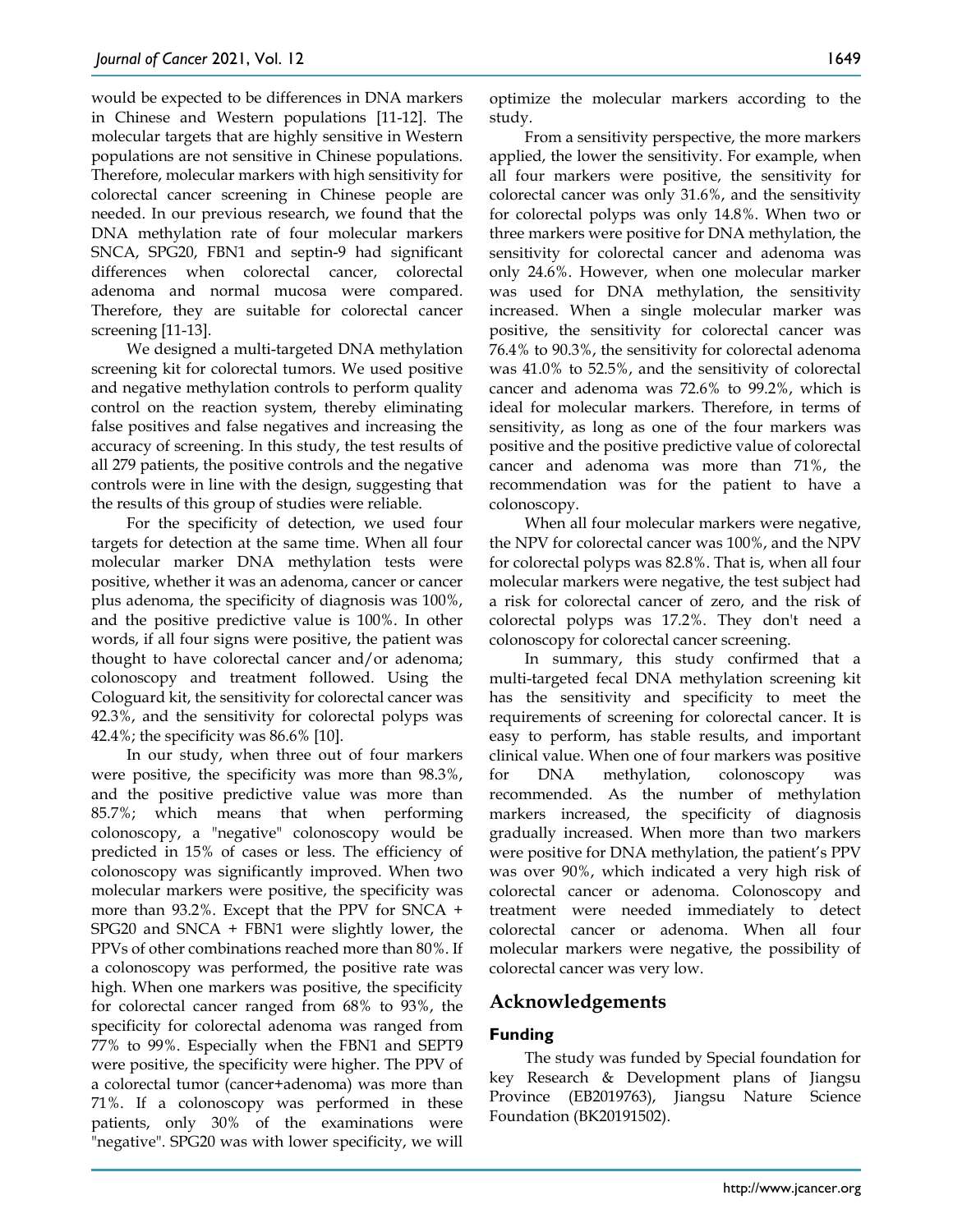would be expected to be differences in DNA markers in Chinese and Western populations [11-12]. The molecular targets that are highly sensitive in Western populations are not sensitive in Chinese populations. Therefore, molecular markers with high sensitivity for colorectal cancer screening in Chinese people are needed. In our previous research, we found that the DNA methylation rate of four molecular markers SNCA, SPG20, FBN1 and septin-9 had significant differences when colorectal cancer, colorectal adenoma and normal mucosa were compared. Therefore, they are suitable for colorectal cancer screening [11-13].

We designed a multi-targeted DNA methylation screening kit for colorectal tumors. We used positive and negative methylation controls to perform quality control on the reaction system, thereby eliminating false positives and false negatives and increasing the accuracy of screening. In this study, the test results of all 279 patients, the positive controls and the negative controls were in line with the design, suggesting that the results of this group of studies were reliable.

For the specificity of detection, we used four targets for detection at the same time. When all four molecular marker DNA methylation tests were positive, whether it was an adenoma, cancer or cancer plus adenoma, the specificity of diagnosis was 100%, and the positive predictive value is 100%. In other words, if all four signs were positive, the patient was thought to have colorectal cancer and/or adenoma; colonoscopy and treatment followed. Using the Cologuard kit, the sensitivity for colorectal cancer was 92.3%, and the sensitivity for colorectal polyps was 42.4%; the specificity was 86.6% [10].

In our study, when three out of four markers were positive, the specificity was more than 98.3%, and the positive predictive value was more than 85.7%; which means that when performing colonoscopy, a "negative" colonoscopy would be predicted in 15% of cases or less. The efficiency of colonoscopy was significantly improved. When two molecular markers were positive, the specificity was more than 93.2%. Except that the PPV for SNCA + SPG20 and SNCA + FBN1 were slightly lower, the PPVs of other combinations reached more than 80%. If a colonoscopy was performed, the positive rate was high. When one markers was positive, the specificity for colorectal cancer ranged from 68% to 93%, the specificity for colorectal adenoma was ranged from 77% to 99%. Especially when the FBN1 and SEPT9 were positive, the specificity were higher. The PPV of a colorectal tumor (cancer+adenoma) was more than 71%. If a colonoscopy was performed in these patients, only 30% of the examinations were "negative". SPG20 was with lower specificity, we will optimize the molecular markers according to the study.

From a sensitivity perspective, the more markers applied, the lower the sensitivity. For example, when all four markers were positive, the sensitivity for colorectal cancer was only 31.6%, and the sensitivity for colorectal polyps was only 14.8%. When two or three markers were positive for DNA methylation, the sensitivity for colorectal cancer and adenoma was only 24.6%. However, when one molecular marker was used for DNA methylation, the sensitivity increased. When a single molecular marker was positive, the sensitivity for colorectal cancer was 76.4% to 90.3%, the sensitivity for colorectal adenoma was 41.0% to 52.5%, and the sensitivity of colorectal cancer and adenoma was 72.6% to 99.2%, which is ideal for molecular markers. Therefore, in terms of sensitivity, as long as one of the four markers was positive and the positive predictive value of colorectal cancer and adenoma was more than 71%, the recommendation was for the patient to have a colonoscopy.

When all four molecular markers were negative, the NPV for colorectal cancer was 100%, and the NPV for colorectal polyps was 82.8%. That is, when all four molecular markers were negative, the test subject had a risk for colorectal cancer of zero, and the risk of colorectal polyps was 17.2%. They don't need a colonoscopy for colorectal cancer screening.

In summary, this study confirmed that a multi-targeted fecal DNA methylation screening kit has the sensitivity and specificity to meet the requirements of screening for colorectal cancer. It is easy to perform, has stable results, and important clinical value. When one of four markers was positive for DNA methylation, colonoscopy was recommended. As the number of methylation markers increased, the specificity of diagnosis gradually increased. When more than two markers were positive for DNA methylation, the patient's PPV was over 90%, which indicated a very high risk of colorectal cancer or adenoma. Colonoscopy and treatment were needed immediately to detect colorectal cancer or adenoma. When all four molecular markers were negative, the possibility of colorectal cancer was very low.

## Acknowledgements

### Funding

The study was funded by Special foundation for key Research & Development plans of Jiangsu Province (EB2019763), Jiangsu Nature Science Foundation (BK20191502).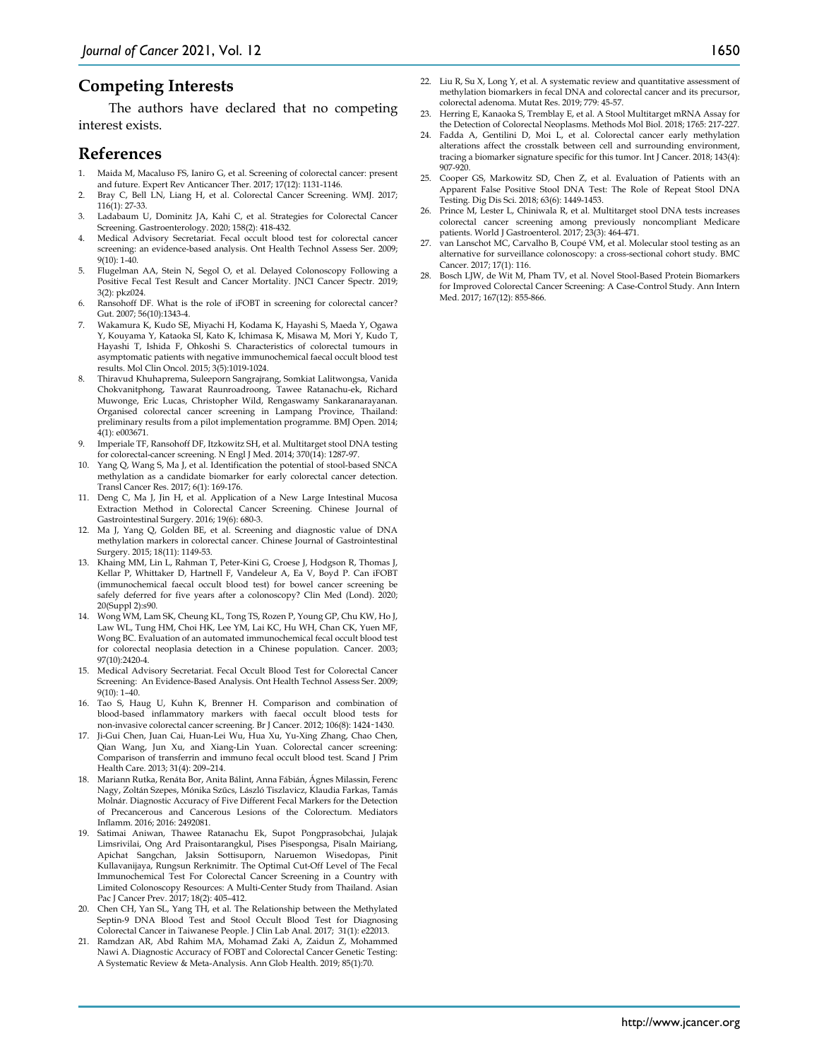## Competing Interests

The authors have declared that no competing interest exists.

## References

1. Maida M, Macaluso FS, Ianiro G, et al. Screening of colorectal cancer: present and future. Expert Rev Anticancer Ther. 2017; 17(12): 1131-1146.
2. Bray C, Bell LN, Liang H, et al. Colorectal Cancer Screening. WMJ. 2017; 116(1): 27-33.
3. Ladabaum U, Dominitz JA, Kahi C, et al. Strategies for Colorectal Cancer Screening. Gastroenterology. 2020; 158(2): 418-432.
4. Medical Advisory Secretariat. Fecal occult blood test for colorectal cancer screening: an evidence-based analysis. Ont Health Technol Assess Ser. 2009; 9(10): 1-40.
5. Flugelman AA, Stein N, Segol O, et al. Delayed Colonoscopy Following a Positive Fecal Test Result and Cancer Mortality. JNCI Cancer Spectr. 2019; 3(2): pkz024.
6. Ransohoff DF. What is the role of iFOBT in screening for colorectal cancer? Gut. 2007; 56(10):1343-4.
7. Wakamura K, Kudo SE, Miyachi H, Kodama K, Hayashi S, Maeda Y, Ogawa Y, Kouyama Y, Kataoka SI, Kato K, Ichimasa K, Misawa M, Mori Y, Kudo T, Hayashi T, Ishida F, Ohkoshi S. Characteristics of colorectal tumours in asymptomatic patients with negative immunochemical faecal occult blood test results. Mol Clin Oncol. 2015; 3(5):1019-1024.
8. Thiravud Khuhaprema, Suleeporn Sangrajrang, Somkiat Lalitwongsa, Vanida Chokvanitphong, Tawarat Raunroadroong, Tawee Ratanachu-ek, Richard Muwonge, Eric Lucas, Christopher Wild, Rengaswamy Sankaranarayanan. Organised colorectal cancer screening in Lampang Province, Thailand: preliminary results from a pilot implementation programme. BMJ Open. 2014; 4(1): e003671.
9. Imperiale TF, Ransohoff DF, Itzkowitz SH, et al. Multitarget stool DNA testing for colorectal-cancer screening. N Engl J Med. 2014; 370(14): 1287-97.
10. Yang Q, Wang S, Ma J, et al. Identification the potential of stool-based SNCA methylation as a candidate biomarker for early colorectal cancer detection. Transl Cancer Res. 2017; 6(1): 169-176.
11. Deng C, Ma J, Jin H, et al. Application of a New Large Intestinal Mucosa Extraction Method in Colorectal Cancer Screening. Chinese Journal of Gastrointestinal Surgery. 2016; 19(6): 680-3.
12. Ma J, Yang Q, Golden BE, et al. Screening and diagnostic value of DNA methylation markers in colorectal cancer. Chinese Journal of Gastrointestinal Surgery. 2015; 18(11): 1149-53.
13. Khaing MM, Lin L, Rahman T, Peter-Kini G, Croese J, Hodgson R, Thomas J, Kellar P, Whittaker D, Hartnell F, Vandeleur A, Ea V, Boyd P. Can iFOBT (immunochemical faecal occult blood test) for bowel cancer screening be safely deferred for five years after a colonoscopy? Clin Med (Lond). 2020; 20(Suppl 2):s90.
14. Wong WM, Lam SK, Cheung KL, Tong TS, Rozen P, Young GP, Chu KW, Ho J, Law WL, Tung HM, Choi HK, Lee YM, Lai KC, Hu WH, Chan CK, Yuen MF, Wong BC. Evaluation of an automated immunochemical fecal occult blood test for colorectal neoplasia detection in a Chinese population. Cancer. 2003; 97(10):2420-4.
15. Medical Advisory Secretariat. Fecal Occult Blood Test for Colorectal Cancer Screening: An Evidence-Based Analysis. Ont Health Technol Assess Ser. 2009; 9(10): 1–40.
16. Tao S, Haug U, Kuhn K, Brenner H. Comparison and combination of blood-based inflammatory markers with faecal occult blood tests for non-invasive colorectal cancer screening. Br J Cancer. 2012; 106(8): 1424‑1430.
17. Ji-Gui Chen, Juan Cai, Huan-Lei Wu, Hua Xu, Yu-Xing Zhang, Chao Chen, Qian Wang, Jun Xu, and Xiang-Lin Yuan. Colorectal cancer screening: Comparison of transferrin and immuno fecal occult blood test. Scand J Prim Health Care. 2013; 31(4): 209–214.
18. Mariann Rutka, Renáta Bor, Anita Bálint, Anna Fábián, Ágnes Milassin, Ferenc Nagy, Zoltán Szepes, Mónika Szűcs, László Tiszlavicz, Klaudia Farkas, Tamás Molnár. Diagnostic Accuracy of Five Different Fecal Markers for the Detection of Precancerous and Cancerous Lesions of the Colorectum. Mediators Inflamm. 2016; 2016: 2492081.
19. Satimai Aniwan, Thawee Ratanachu Ek, Supot Pongprasobchai, Julajak Limsrivilai, Ong Ard Praisontarangkul, Pises Pisespongsa, Pisaln Mairiang, Apichat Sangchan, Jaksin Sottisuporn, Naruemon Wisedopas, Pinit Kullavanijaya, Rungsun Rerknimitr. The Optimal Cut-Off Level of The Fecal Immunochemical Test For Colorectal Cancer Screening in a Country with Limited Colonoscopy Resources: A Multi-Center Study from Thailand. Asian Pac J Cancer Prev. 2017; 18(2): 405–412.
20. Chen CH, Yan SL, Yang TH, et al. The Relationship between the Methylated Septin-9 DNA Blood Test and Stool Occult Blood Test for Diagnosing Colorectal Cancer in Taiwanese People. J Clin Lab Anal. 2017; 31(1): e22013.
21. Ramdzan AR, Abd Rahim MA, Mohamad Zaki A, Zaidun Z, Mohammed Nawi A. Diagnostic Accuracy of FOBT and Colorectal Cancer Genetic Testing: A Systematic Review & Meta-Analysis. Ann Glob Health. 2019; 85(1):70.
22. Liu R, Su X, Long Y, et al. A systematic review and quantitative assessment of methylation biomarkers in fecal DNA and colorectal cancer and its precursor, colorectal adenoma. Mutat Res. 2019; 779: 45-57.
23. Herring E, Kanaoka S, Tremblay E, et al. A Stool Multitarget mRNA Assay for the Detection of Colorectal Neoplasms. Methods Mol Biol. 2018; 1765: 217-227.
24. Fadda A, Gentilini D, Moi L, et al. Colorectal cancer early methylation alterations affect the crosstalk between cell and surrounding environment, tracing a biomarker signature specific for this tumor. Int J Cancer. 2018; 143(4): 907-920.
25. Cooper GS, Markowitz SD, Chen Z, et al. Evaluation of Patients with an Apparent False Positive Stool DNA Test: The Role of Repeat Stool DNA Testing. Dig Dis Sci. 2018; 63(6): 1449-1453.
26. Prince M, Lester L, Chiniwala R, et al. Multitarget stool DNA tests increases colorectal cancer screening among previously noncompliant Medicare patients. World J Gastroenterol. 2017; 23(3): 464-471.
27. van Lanschot MC, Carvalho B, Coupé VM, et al. Molecular stool testing as an alternative for surveillance colonoscopy: a cross-sectional cohort study. BMC Cancer. 2017; 17(1): 116.
28. Bosch LJW, de Wit M, Pham TV, et al. Novel Stool-Based Protein Biomarkers for Improved Colorectal Cancer Screening: A Case-Control Study. Ann Intern Med. 2017; 167(12): 855-866.